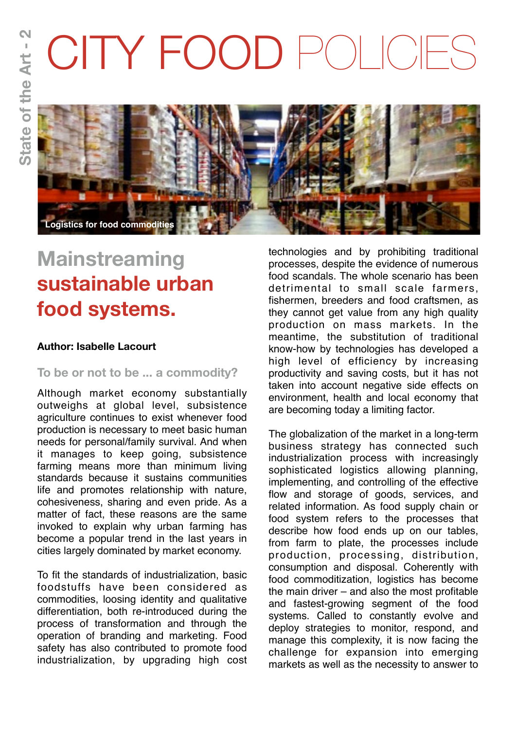# CITY FOOD POLICIES

Logistics for food commodities

## Mainstreaming sustainable urban food systems.

**Author: Isabelle Lacourt**

### To be or not to be ... a commodity?

Although market economy substantially outweighs at global level, subsistence agriculture continues to exist whenever food production is necessary to meet basic human needs for personal/family survival. And when it manages to keep going, subsistence farming means more than minimum living standards because it sustains communities life and promotes relationship with nature, cohesiveness, sharing and even pride. As a matter of fact, these reasons are the same invoked to explain why urban farming has become a popular trend in the last years in cities largely dominated by market economy.

To fit the standards of industrialization, basic foodstuffs have been considered as commodities, loosing identity and qualitative differentiation, both re-introduced during the process of transformation and through the operation of branding and marketing. Food safety has also contributed to promote food industrialization, by upgrading high cost technologies and by prohibiting traditional processes, despite the evidence of numerous food scandals. The whole scenario has been detrimental to small scale farmers, fishermen, breeders and food craftsmen, as they cannot get value from any high quality production on mass markets. In the meantime, the substitution of traditional know-how by technologies has developed a high level of efficiency by increasing productivity and saving costs, but it has not taken into account negative side effects on environment, health and local economy that are becoming today a limiting factor.

The globalization of the market in a long-term business strategy has connected such industrialization process with increasingly sophisticated logistics allowing planning, implementing, and controlling of the effective flow and storage of goods, services, and related information. As food supply chain or food system refers to the processes that describe how food ends up on our tables, from farm to plate, the processes include production, processing, distribution, consumption and disposal. Coherently with food commoditization, logistics has become the main driver – and also the most profitable and fastest-growing segment of the food systems. Called to constantly evolve and deploy strategies to monitor, respond, and manage this complexity, it is now facing the challenge for expansion into emerging markets as well as the necessity to answer to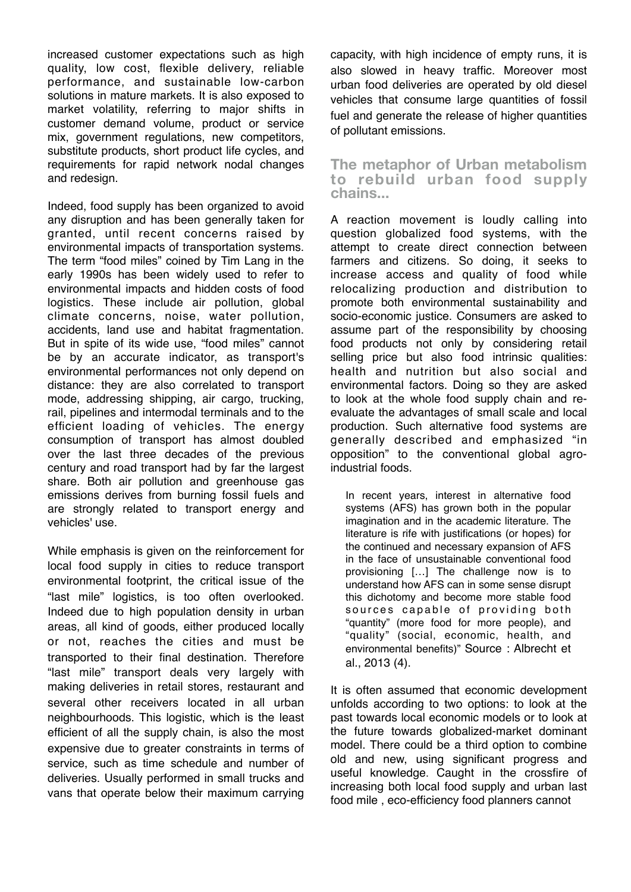increased customer expectations such as high quality, low cost, flexible delivery, reliable performance, and sustainable low-carbon solutions in mature markets. It is also exposed to market volatility, referring to major shifts in customer demand volume, product or service mix, government regulations, new competitors, substitute products, short product life cycles, and requirements for rapid network nodal changes and redesign.

Indeed, food supply has been organized to avoid any disruption and has been generally taken for granted, until recent concerns raised by environmental impacts of transportation systems. The term "food miles" coined by Tim Lang in the early 1990s has been widely used to refer to environmental impacts and hidden costs of food logistics. These include air pollution, global climate concerns, noise, water pollution, accidents, land use and habitat fragmentation. But in spite of its wide use, "food miles" cannot be by an accurate indicator, as transport's environmental performances not only depend on distance: they are also correlated to transport mode, addressing shipping, air cargo, trucking, rail, pipelines and intermodal terminals and to the efficient loading of vehicles. The energy consumption of transport has almost doubled over the last three decades of the previous century and road transport had by far the largest share. Both air pollution and greenhouse gas emissions derives from burning fossil fuels and are strongly related to transport energy and vehicles' use.

While emphasis is given on the reinforcement for local food supply in cities to reduce transport environmental footprint, the critical issue of the "last mile" logistics, is too often overlooked. Indeed due to high population density in urban areas, all kind of goods, either produced locally or not, reaches the cities and must be transported to their final destination. Therefore "last mile" transport deals very largely with making deliveries in retail stores, restaurant and several other receivers located in all urban neighbourhoods. This logistic, which is the least efficient of all the supply chain, is also the most expensive due to greater constraints in terms of service, such as time schedule and number of deliveries. Usually performed in small trucks and vans that operate below their maximum carrying capacity, with high incidence of empty runs, it is also slowed in heavy traffic. Moreover most urban food deliveries are operated by old diesel vehicles that consume large quantities of fossil fuel and generate the release of higher quantities of pollutant emissions.

## The metaphor of Urban metabolism to rebuild urban food supply chains...

A reaction movement is loudly calling into question globalized food systems, with the attempt to create direct connection between farmers and citizens. So doing, it seeks to increase access and quality of food while relocalizing production and distribution to promote both environmental sustainability and socio-economic justice. Consumers are asked to assume part of the responsibility by choosing food products not only by considering retail selling price but also food intrinsic qualities: health and nutrition but also social and environmental factors. Doing so they are asked to look at the whole food supply chain and re-evaluate the advantages of small scale and local production. Such alternative food systems are generally described and emphasized "in opposition" to the conventional global agro-industrial foods.

> In recent years, interest in alternative food systems (AFS) has grown both in the popular imagination and in the academic literature. The literature is rife with justifications (or hopes) for the continued and necessary expansion of AFS in the face of unsustainable conventional food provisioning […] The challenge now is to understand how AFS can in some sense disrupt this dichotomy and become more stable food sources capable of providing both "quantity" (more food for more people), and "quality" (social, economic, health, and environmental benefits)" Source : Albrecht et al., 2013 (4).

It is often assumed that economic development unfolds according to two options: to look at the past towards local economic models or to look at the future towards globalized-market dominant model. There could be a third option to combine old and new, using significant progress and useful knowledge. Caught in the crossfire of increasing both local food supply and urban last food mile , eco-efficiency food planners cannot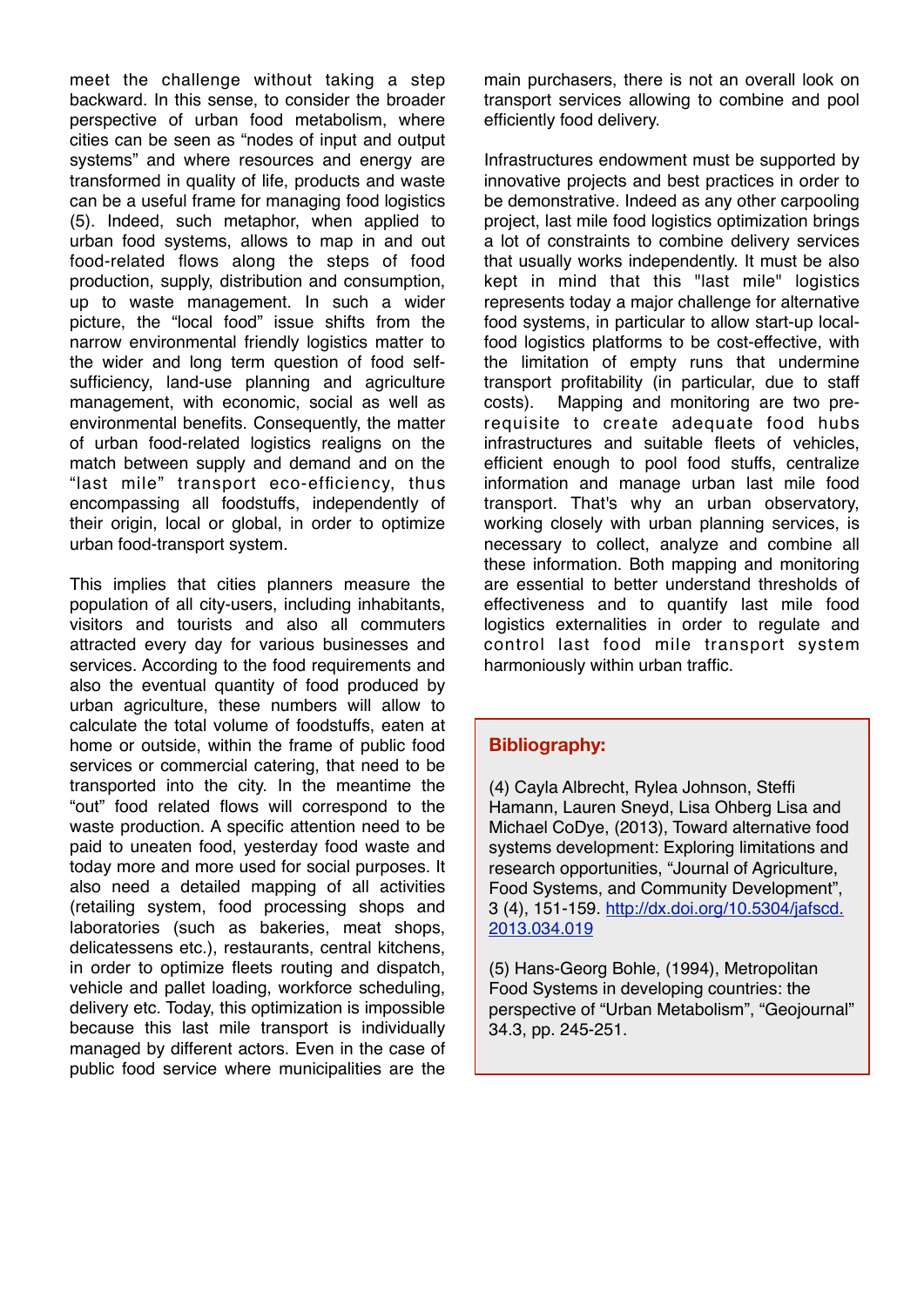meet the challenge without taking a step backward. In this sense, to consider the broader perspective of urban food metabolism, where cities can be seen as "nodes of input and output systems" and where resources and energy are transformed in quality of life, products and waste can be a useful frame for managing food logistics (5). Indeed, such metaphor, when applied to urban food systems, allows to map in and out food-related flows along the steps of food production, supply, distribution and consumption, up to waste management. In such a wider picture, the "local food" issue shifts from the narrow environmental friendly logistics matter to the wider and long term question of food self-sufficiency, land-use planning and agriculture management, with economic, social as well as environmental benefits. Consequently, the matter of urban food-related logistics realigns on the match between supply and demand and on the "last mile" transport eco-efficiency, thus encompassing all foodstuffs, independently of their origin, local or global, in order to optimize urban food-transport system.

This implies that cities planners measure the population of all city-users, including inhabitants, visitors and tourists and also all commuters attracted every day for various businesses and services. According to the food requirements and also the eventual quantity of food produced by urban agriculture, these numbers will allow to calculate the total volume of foodstuffs, eaten at home or outside, within the frame of public food services or commercial catering, that need to be transported into the city. In the meantime the "out" food related flows will correspond to the waste production. A specific attention need to be paid to uneaten food, yesterday food waste and today more and more used for social purposes. It also need a detailed mapping of all activities (retailing system, food processing shops and laboratories (such as bakeries, meat shops, delicatessens etc.), restaurants, central kitchens, in order to optimize fleets routing and dispatch, vehicle and pallet loading, workforce scheduling, delivery etc. Today, this optimization is impossible because this last mile transport is individually managed by different actors. Even in the case of public food service where municipalities are the main purchasers, there is not an overall look on transport services allowing to combine and pool efficiently food delivery.

Infrastructures endowment must be supported by innovative projects and best practices in order to be demonstrative. Indeed as any other carpooling project, last mile food logistics optimization brings a lot of constraints to combine delivery services that usually works independently. It must be also kept in mind that this "last mile" logistics represents today a major challenge for alternative food systems, in particular to allow start-up local-food logistics platforms to be cost-effective, with the limitation of empty runs that undermine transport profitability (in particular, due to staff costs). Mapping and monitoring are two pre-requisite to create adequate food hubs infrastructures and suitable fleets of vehicles, efficient enough to pool food stuffs, centralize information and manage urban last mile food transport. That's why an urban observatory, working closely with urban planning services, is necessary to collect, analyze and combine all these information. Both mapping and monitoring are essential to better understand thresholds of effectiveness and to quantify last mile food logistics externalities in order to regulate and control last food mile transport system harmoniously within urban traffic.

**Bibliography:**

(4) Cayla Albrecht, Rylea Johnson, Steffi Hamann, Lauren Sneyd, Lisa Ohberg Lisa and Michael CoDye, (2013), Toward alternative food systems development: Exploring limitations and research opportunities, "Journal of Agriculture, Food Systems, and Community Development", 3 (4), 151-159. http://dx.doi.org/10.5304/jafscd.2013.034.019

(5) Hans-Georg Bohle, (1994), Metropolitan Food Systems in developing countries: the perspective of "Urban Metabolism", "Geojournal" 34.3, pp. 245-251.